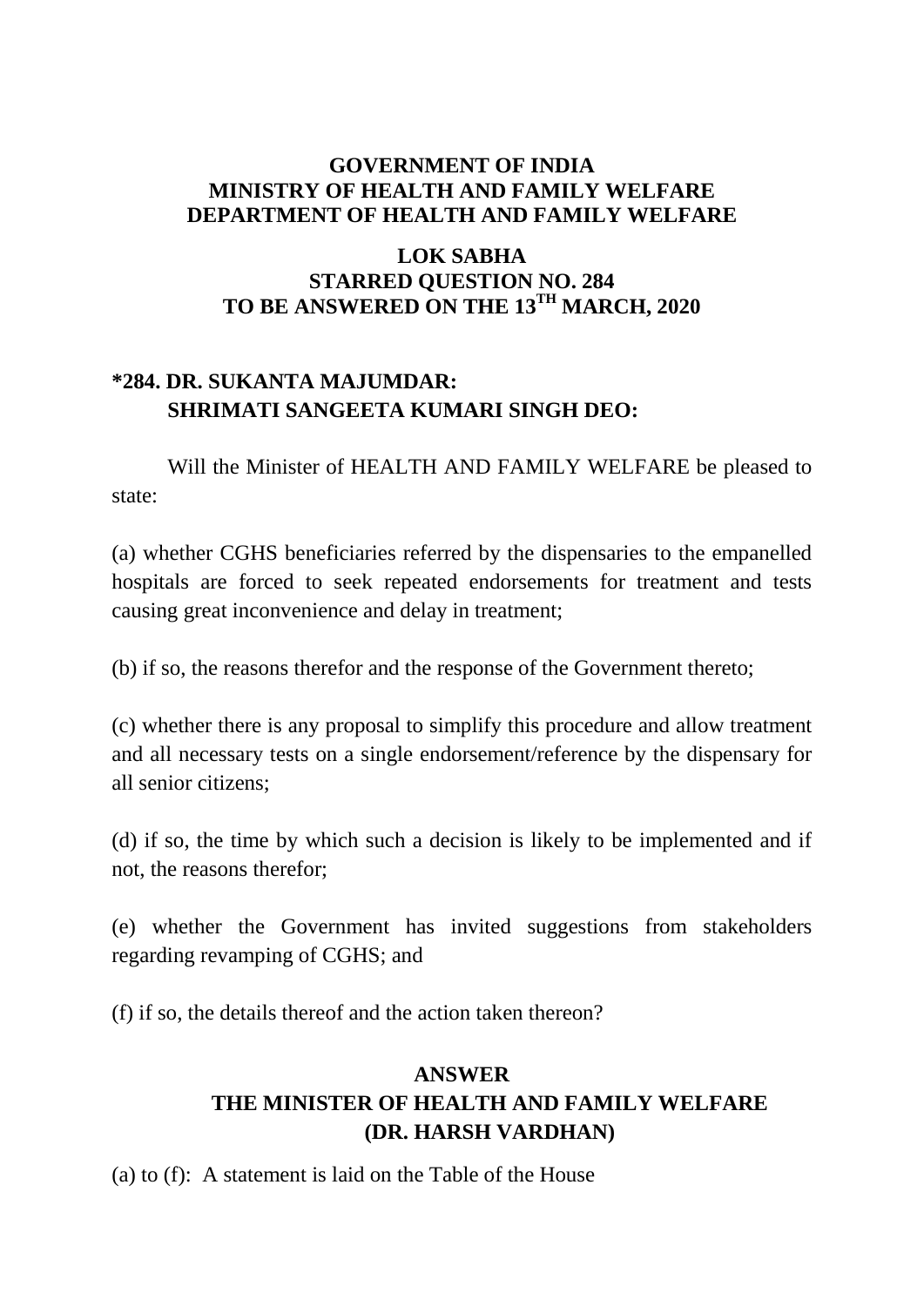**GOVERNMENT OF INDIA**
**MINISTRY OF HEALTH AND FAMILY WELFARE**
**DEPARTMENT OF HEALTH AND FAMILY WELFARE**

**LOK SABHA**
**STARRED QUESTION NO. 284**
**TO BE ANSWERED ON THE 13TH MARCH, 2020**

**\*284. DR. SUKANTA MAJUMDAR:**
**SHRIMATI SANGEETA KUMARI SINGH DEO:**

Will the Minister of HEALTH AND FAMILY WELFARE be pleased to state:

(a) whether CGHS beneficiaries referred by the dispensaries to the empanelled hospitals are forced to seek repeated endorsements for treatment and tests causing great inconvenience and delay in treatment;

(b) if so, the reasons therefor and the response of the Government thereto;

(c) whether there is any proposal to simplify this procedure and allow treatment and all necessary tests on a single endorsement/reference by the dispensary for all senior citizens;

(d) if so, the time by which such a decision is likely to be implemented and if not, the reasons therefor;

(e) whether the Government has invited suggestions from stakeholders regarding revamping of CGHS; and

(f) if so, the details thereof and the action taken thereon?

**ANSWER**
**THE MINISTER OF HEALTH AND FAMILY WELFARE**
**(DR. HARSH VARDHAN)**

(a) to (f): A statement is laid on the Table of the House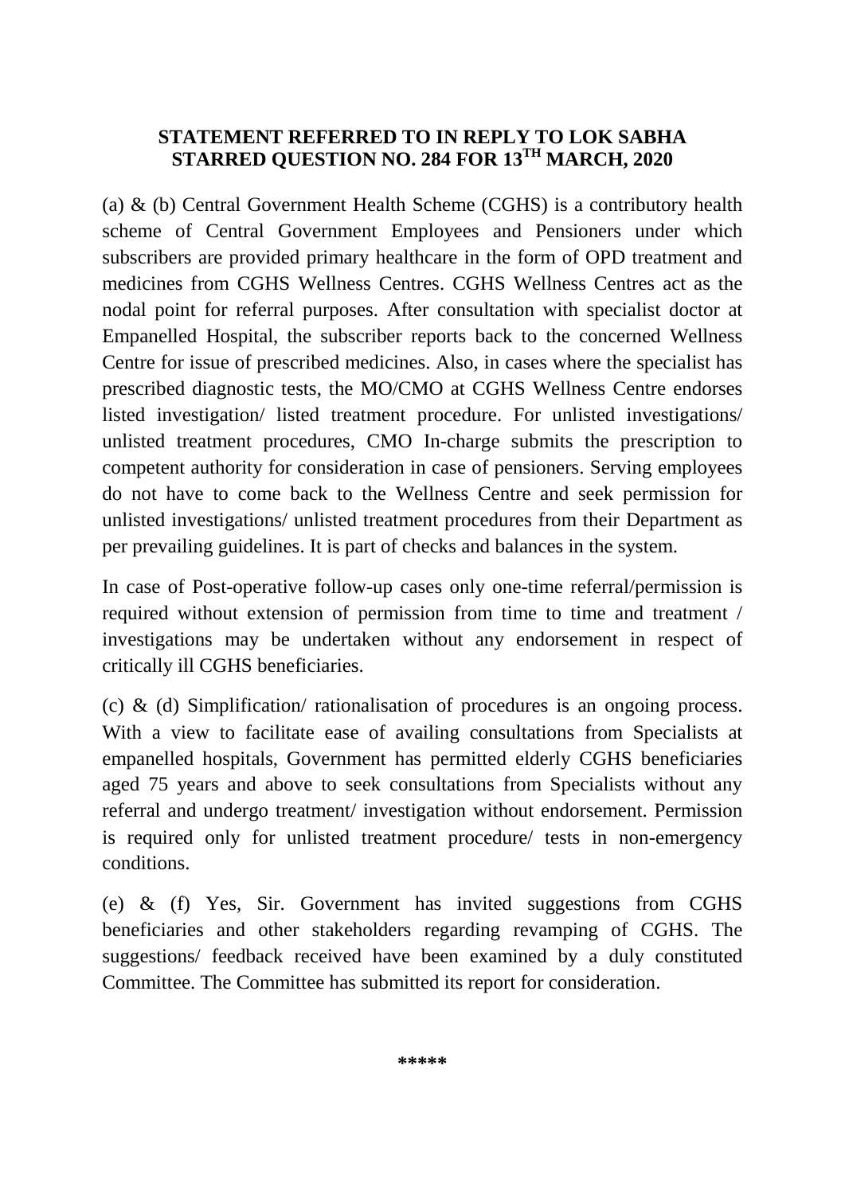**STATEMENT REFERRED TO IN REPLY TO LOK SABHA STARRED QUESTION NO. 284 FOR 13TH MARCH, 2020**

(a) & (b) Central Government Health Scheme (CGHS) is a contributory health scheme of Central Government Employees and Pensioners under which subscribers are provided primary healthcare in the form of OPD treatment and medicines from CGHS Wellness Centres. CGHS Wellness Centres act as the nodal point for referral purposes. After consultation with specialist doctor at Empanelled Hospital, the subscriber reports back to the concerned Wellness Centre for issue of prescribed medicines. Also, in cases where the specialist has prescribed diagnostic tests, the MO/CMO at CGHS Wellness Centre endorses listed investigation/ listed treatment procedure. For unlisted investigations/ unlisted treatment procedures, CMO In-charge submits the prescription to competent authority for consideration in case of pensioners. Serving employees do not have to come back to the Wellness Centre and seek permission for unlisted investigations/ unlisted treatment procedures from their Department as per prevailing guidelines. It is part of checks and balances in the system.

In case of Post-operative follow-up cases only one-time referral/permission is required without extension of permission from time to time and treatment / investigations may be undertaken without any endorsement in respect of critically ill CGHS beneficiaries.

(c) & (d) Simplification/ rationalisation of procedures is an ongoing process. With a view to facilitate ease of availing consultations from Specialists at empanelled hospitals, Government has permitted elderly CGHS beneficiaries aged 75 years and above to seek consultations from Specialists without any referral and undergo treatment/ investigation without endorsement. Permission is required only for unlisted treatment procedure/ tests in non-emergency conditions.

(e) & (f) Yes, Sir. Government has invited suggestions from CGHS beneficiaries and other stakeholders regarding revamping of CGHS. The suggestions/ feedback received have been examined by a duly constituted Committee. The Committee has submitted its report for consideration.

\*\*\*\*\*